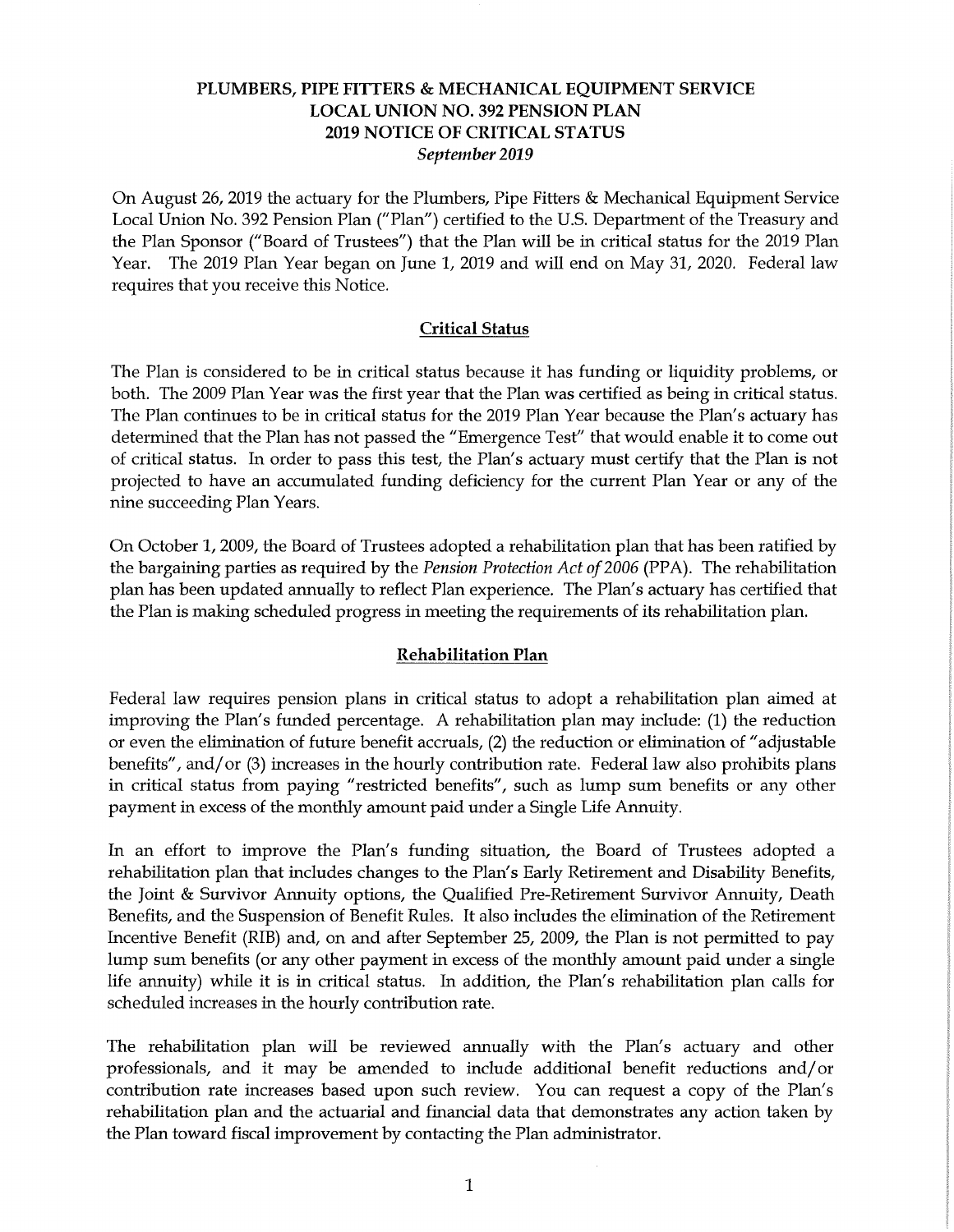# PLUMBERS, PIPE FITTERS & MECHANICAL EQUIPMENT SERVICE LOCAL UNION NO. 392 PENSION PLAN 2019 NOTICE OF CRITICAL STATUS

*September 2019*

On August 26, 2019 the actuary for the Plumbers, Pipe Fitters & Mechanical Equipment Service Local Union No. 392 Pension Plan ("Plan") certified to the U.S. Department of the Treasury and the Plan Sponsor ("Board of Trustees") that the Plan will be in critical status for the 2019 Plan Year. The 2019 Plan Year began on June 1, 2019 and will end on May 31, 2020. Federal law requires that you receive this Notice.

## Critical Status

The Plan is considered to be in critical status because it has funding or liquidity problems, or both. The 2009 Plan Year was the first year that the Plan was certified as being in critical status. The Plan continues to be in critical status for the 2019 Plan Year because the Plan's actuary has determined that the Plan has not passed the "Emergence Test" that would enable it to come out of critical status. In order to pass this test, the Plan's actuary must certify that the Plan is not projected to have an accumulated funding deficiency for the current Plan Year or any of the nine succeeding Plan Years.

On October 1, 2009, the Board of Trustees adopted a rehabilitation plan that has been ratified by the bargaining parties as required by the *Pension Protection Act of 2006* (PPA). The rehabilitation plan has been updated annually to reflect Plan experience. The Plan's actuary has certified that the Plan is making scheduled progress in meeting the requirements of its rehabilitation plan.

## Rehabilitation Plan

Federal law requires pension plans in critical status to adopt a rehabilitation plan aimed at improving the Plan's funded percentage. A rehabilitation plan may include: (1) the reduction or even the elimination of future benefit accruals, (2) the reduction or elimination of "adjustable benefits", and/or (3) increases in the hourly contribution rate. Federal law also prohibits plans in critical status from paying "restricted benefits", such as lump sum benefits or any other payment in excess of the monthly amount paid under a Single Life Annuity.

In an effort to improve the Plan's funding situation, the Board of Trustees adopted a rehabilitation plan that includes changes to the Plan's Early Retirement and Disability Benefits, the Joint & Survivor Annuity options, the Qualified Pre-Retirement Survivor Annuity, Death Benefits, and the Suspension of Benefit Rules. It also includes the elimination of the Retirement Incentive Benefit (RIB) and, on and after September 25, 2009, the Plan is not permitted to pay lump sum benefits (or any other payment in excess of the monthly amount paid under a single life annuity) while it is in critical status. In addition, the Plan's rehabilitation plan calls for scheduled increases in the hourly contribution rate.

The rehabilitation plan will be reviewed annually with the Plan's actuary and other professionals, and it may be amended to include additional benefit reductions and/or contribution rate increases based upon such review. You can request a copy of the Plan's rehabilitation plan and the actuarial and financial data that demonstrates any action taken by the Plan toward fiscal improvement by contacting the Plan administrator.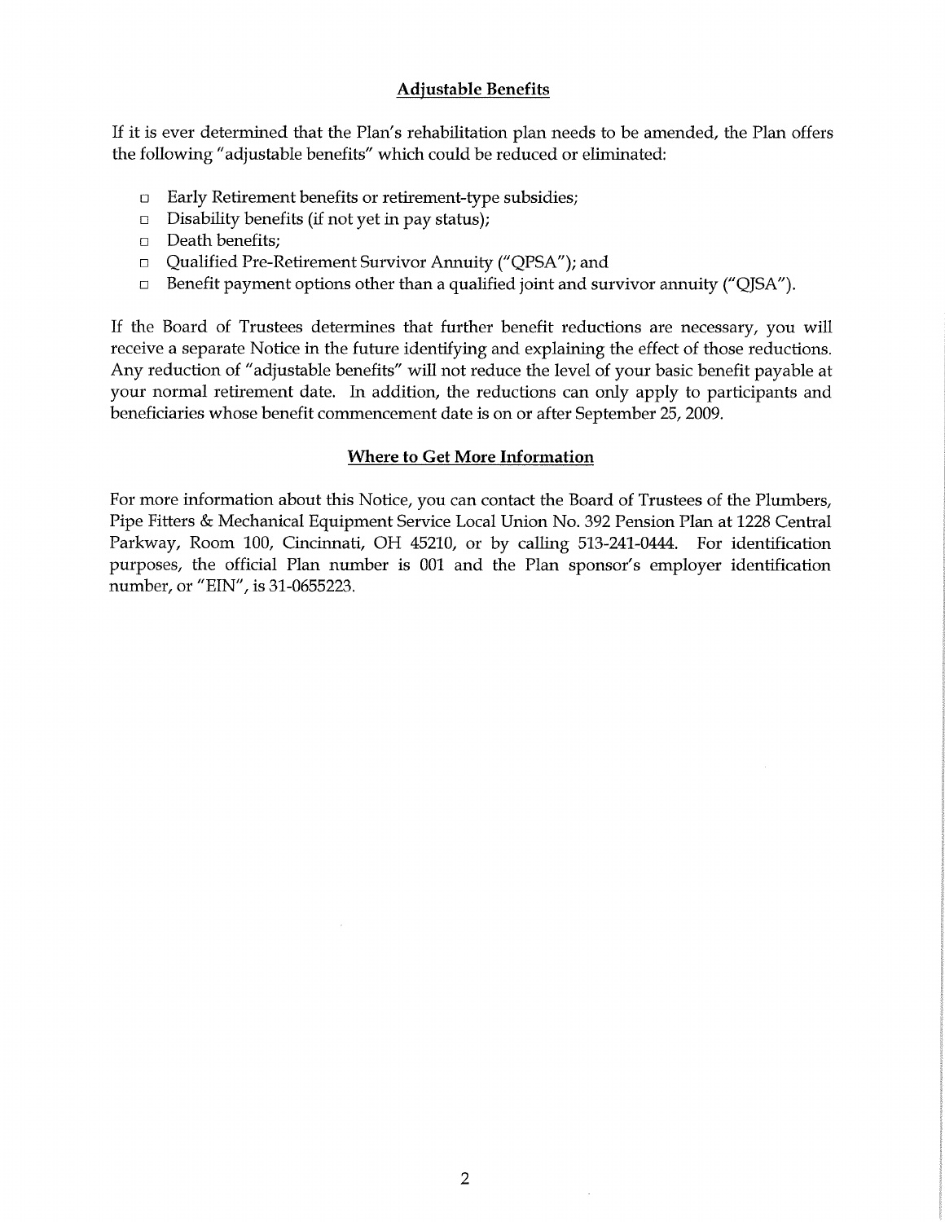## Adjustable Benefits

If it is ever determined that the Plan's rehabilitation plan needs to be amended, the Plan offers the following "adjustable benefits" which could be reduced or eliminated:

- Early Retirement benefits or retirement-type subsidies;
- Disability benefits (if not yet in pay status);
- Death benefits;
- Qualified Pre-Retirement Survivor Annuity ("QPSA"); and
- Benefit payment options other than a qualified joint and survivor annuity ("QJSA").

If the Board of Trustees determines that further benefit reductions are necessary, you will receive a separate Notice in the future identifying and explaining the effect of those reductions. Any reduction of "adjustable benefits" will not reduce the level of your basic benefit payable at your normal retirement date. In addition, the reductions can only apply to participants and beneficiaries whose benefit commencement date is on or after September 25, 2009.

## Where to Get More Information

For more information about this Notice, you can contact the Board of Trustees of the Plumbers, Pipe Fitters & Mechanical Equipment Service Local Union No. 392 Pension Plan at 1228 Central Parkway, Room 100, Cincinnati, OH 45210, or by calling 513-241-0444. For identification purposes, the official Plan number is 001 and the Plan sponsor's employer identification number, or "EIN", is 31-0655223.